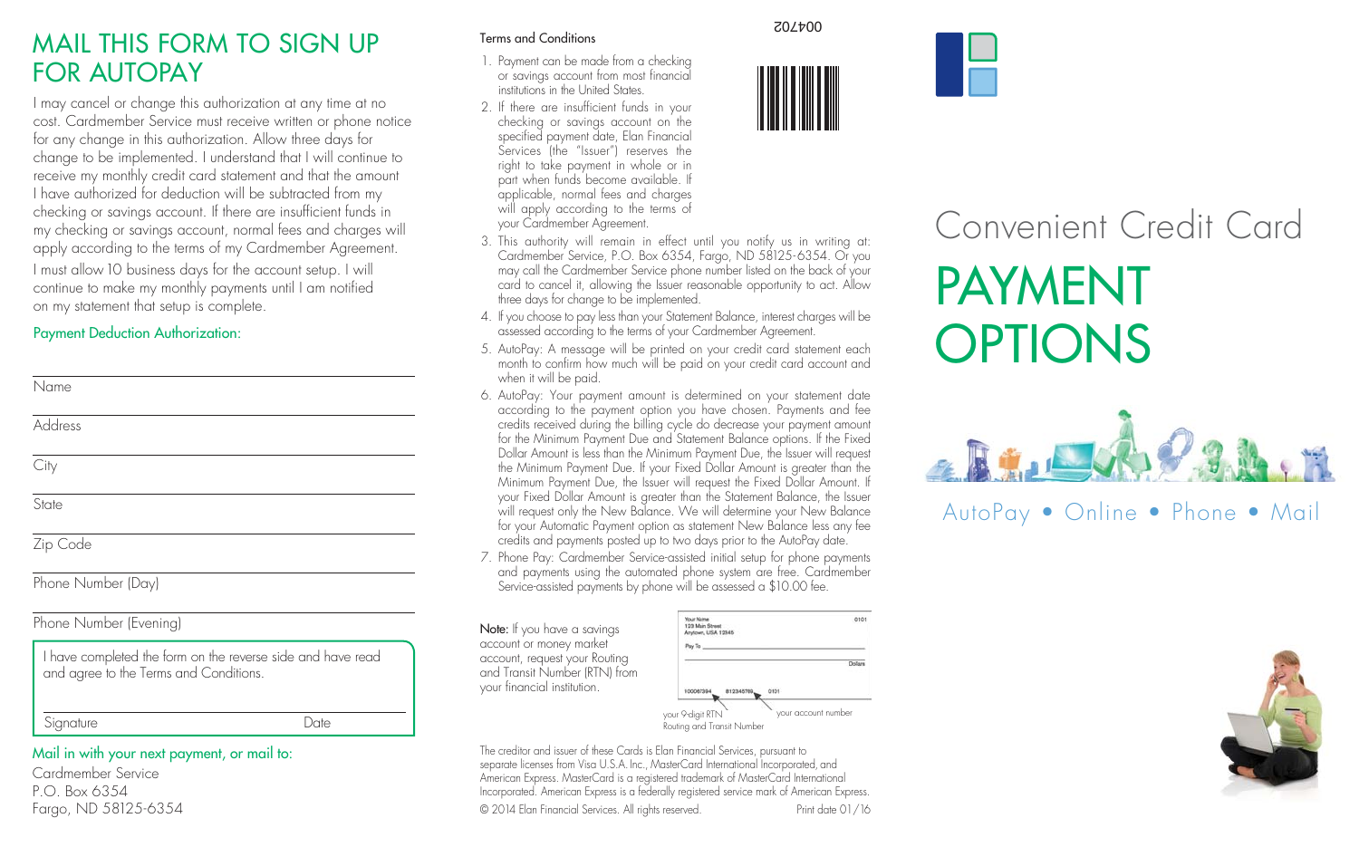# MAIL THIS FORM TO SIGN UP FOR AUTOPAY

I may cancel or change this authorization at any time at no cost. Cardmember Service must receive written or phone notice for any change in this authorization. Allow three days for change to be implemented. I understand that I will continue to receive my monthly credit card statement and that the amount I have authorized for deduction will be subtracted from my checking or savings account. If there are insufficient funds in my checking or savings account, normal fees and charges will apply according to the terms of my Cardmember Agreement.

I must allow 10 business days for the account setup. I will continue to make my monthly payments until I am notified on my statement that setup is complete.

## Payment Deduction Authorization:

Name

Address

City

State

Zip Code

Phone Number (Day)

Phone Number (Evening)

I have completed the form on the reverse side and have read and agree to the Terms and Conditions.

Signature Date

**Mail in with your next payment, or mail to:**

Cardmember Service
P.O. Box 6354
Fargo, ND 58125-6354

## Terms and Conditions

1. Payment can be made from a checking or savings account from most financial institutions in the United States.
2. If there are insufficient funds in your checking or savings account on the specified payment date, Elan Financial Services (the "Issuer") reserves the right to take payment in whole or in part when funds become available. If applicable, normal fees and charges will apply according to the terms of your Cardmember Agreement.
3. This authority will remain in effect until you notify us in writing at: Cardmember Service, P.O. Box 6354, Fargo, ND 58125-6354. Or you may call the Cardmember Service phone number listed on the back of your card to cancel it, allowing the Issuer reasonable opportunity to act. Allow three days for change to be implemented.
4. If you choose to pay less than your Statement Balance, interest charges will be assessed according to the terms of your Cardmember Agreement.
5. AutoPay: A message will be printed on your credit card statement each month to confirm how much will be paid on your credit card account and when it will be paid.
6. AutoPay: Your payment amount is determined on your statement date according to the payment option you have chosen. Payments and fee credits received during the billing cycle do decrease your payment amount for the Minimum Payment Due and Statement Balance options. If the Fixed Dollar Amount is less than the Minimum Payment Due, the Issuer will request the Minimum Payment Due. If your Fixed Dollar Amount is greater than the Minimum Payment Due, the Issuer will request the Fixed Dollar Amount. If your Fixed Dollar Amount is greater than the Statement Balance, the Issuer will request only the New Balance. We will determine your New Balance for your Automatic Payment option as statement New Balance less any fee credits and payments posted up to two days prior to the AutoPay date.
7. Phone Pay: Cardmember Service-assisted initial setup for phone payments and payments using the automated phone system are free. Cardmember Service-assisted payments by phone will be assessed a $10.00 fee.

**Note:** If you have a savings account or money market account, request your Routing and Transit Number (RTN) from your financial institution.

Your Name
123 Main Street
Anytown, USA 12345 0101

Pay To ____ Dollars

100067394 812345789 0101

your 9-digit RTN Routing and Transit Number

your account number

The creditor and issuer of these Cards is Elan Financial Services, pursuant to separate licenses from Visa U.S.A. Inc., MasterCard International Incorporated, and American Express. MasterCard is a registered trademark of MasterCard International Incorporated. American Express is a federally registered service mark of American Express.

© 2014 Elan Financial Services. All rights reserved. Print date 01/16

004702

Convenient Credit Card

# PAYMENT OPTIONS

AutoPay • Online • Phone • Mail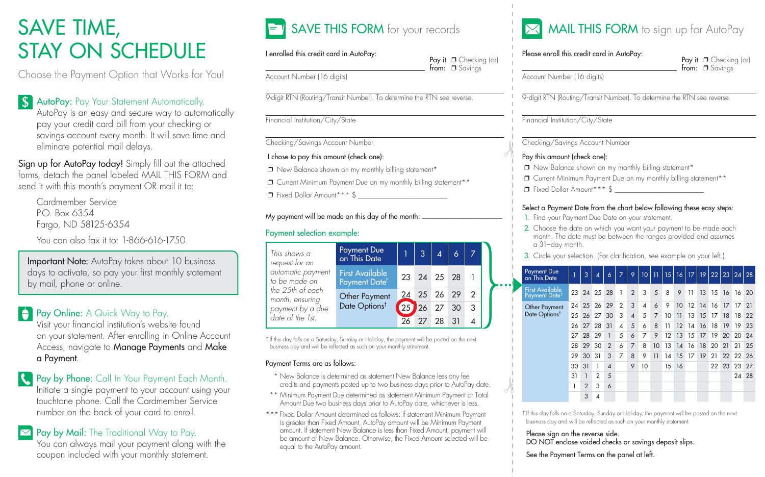# SAVE TIME, STAY ON SCHEDULE

Choose the Payment Option that Works for You!

**AutoPay:** Pay Your Statement Automatically.
AutoPay is an easy and secure way to automatically pay your credit card bill from your checking or savings account every month. It will save time and eliminate potential mail delays.

**Sign up for AutoPay today!** Simply fill out the attached forms, detach the panel labeled MAIL THIS FORM and send it with this month's payment OR mail it to:

Cardmember Service
P.O. Box 6354
Fargo, ND 58125-6354

You can also fax it to: 1-866-616-1750

> **Important Note:** AutoPay takes about 10 business days to activate, so pay your first monthly statement by mail, phone or online.

**Pay Online:** A Quick Way to Pay.
Visit your financial institution's website found on your statement. After enrolling in Online Account Access, navigate to **Manage Payments** and **Make a Payment**.

**Pay by Phone:** Call In Your Payment Each Month.
Initiate a single payment to your account using your touchtone phone. Call the Cardmember Service number on the back of your card to enroll.

**Pay by Mail:** The Traditional Way to Pay.
You can always mail your payment along with the coupon included with your monthly statement.

## SAVE THIS FORM for your records

I enrolled this credit card in AutoPay:

Pay it from: ❒ Checking (or) ❒ Savings

______________________________
Account Number (16 digits)

______________________________
9-digit RTN (Routing/Transit Number). To determine the RTN see reverse.

______________________________
Financial Institution/City/State

______________________________
Checking/Savings Account Number

I chose to pay this amount (check one):

- ❒ New Balance shown on my monthly billing statement*
- ❒ Current Minimum Payment Due on my monthly billing statement**
- ❒ Fixed Dollar Amount*** $ ______________

My payment will be made on this day of the month: ______________

### Payment selection example:

| This shows a request for an automatic payment to be made on the 25th of each month, ensuring payment by a due date of the 1st. | Payment Due on This Date | 1 | 3 | 4 | 6 | 7 |
|---|---|---|---|---|---|---|
| | First Available Payment Date† | 23 | 24 | 25 | 28 | 1 |
| | Other Payment Date Options† | 24 | 25 | 26 | 29 | 2 |
| | | (25) | 26 | 27 | 30 | 3 |
| | | 26 | 27 | 28 | 31 | 4 |

† If this day falls on a Saturday, Sunday or Holiday, the payment will be posted on the next business day and will be reflected as such on your monthly statement.

Payment Terms are as follows:

\* New Balance is determined as statement New Balance less any fee credits and payments posted up to two business days prior to AutoPay date.

** Minimum Payment Due determined as statement Minimum Payment or Total Amount Due two business days prior to AutoPay date, whichever is less.

*** Fixed Dollar Amount determined as follows: If statement Minimum Payment is greater than Fixed Amount, AutoPay amount will be Minimum Payment amount. If statement New Balance is less than Fixed Amount, payment will be amount of New Balance. Otherwise, the Fixed Amount selected will be equal to the AutoPay amount.

## MAIL THIS FORM to sign up for AutoPay

Please enroll this credit card in AutoPay:

Pay it from: ❒ Checking (or) ❒ Savings

______________________________
Account Number (16 digits)

______________________________
9-digit RTN (Routing/Transit Number). To determine the RTN see reverse.

______________________________
Financial Institution/City/State

______________________________
Checking/Savings Account Number

Pay this amount (check one):

- ❒ New Balance shown on my monthly billing statement*
- ❒ Current Minimum Payment Due on my monthly billing statement**
- ❒ Fixed Dollar Amount*** $ ______________

Select a Payment Date from the chart below following these easy steps:

1. Find your Payment Due Date on your statement.
2. Choose the date on which you want your payment to be made each month. The date must be between the ranges provided and assumes a 31–day month.
3. Circle your selection. (For clarification, see example on your left.)

| Payment Due on This Date | 1 | 3 | 4 | 6 | 7 | 9 | 10 | 11 | 15 | 16 | 17 | 19 | 22 | 23 | 24 | 28 |
|---|---|---|---|---|---|---|---|---|---|---|---|---|---|---|---|---|
| First Available Payment Date† | 23 | 24 | 25 | 28 | 1 | 2 | 3 | 5 | 8 | 9 | 11 | 13 | 15 | 16 | 16 | 20 |
| Other Payment Date Options† | 24 | 25 | 26 | 29 | 2 | 3 | 4 | 6 | 9 | 10 | 12 | 14 | 16 | 17 | 17 | 21 |
| | 25 | 26 | 27 | 30 | 3 | 4 | 5 | 7 | 10 | 11 | 13 | 15 | 17 | 18 | 18 | 22 |
| | 26 | 27 | 28 | 31 | 4 | 5 | 6 | 8 | 11 | 12 | 14 | 16 | 18 | 19 | 19 | 23 |
| | 27 | 28 | 29 | 1 | 5 | 6 | 7 | 9 | 12 | 13 | 15 | 17 | 19 | 20 | 20 | 24 |
| | 28 | 29 | 30 | 2 | 6 | 7 | 8 | 10 | 13 | 14 | 16 | 18 | 20 | 21 | 21 | 25 |
| | 29 | 30 | 31 | 3 | 7 | 8 | 9 | 11 | 14 | 15 | 17 | 19 | 21 | 22 | 22 | 26 |
| | 30 | 31 | 1 | 4 | | 9 | 10 | | 15 | 16 | | | 22 | 23 | 23 | 27 |
| | 31 | 1 | 2 | 5 | | | | | | | | | | | 24 | 28 |
| | 1 | 2 | 3 | 6 | | | | | | | | | | | | |
| | | 3 | 4 | | | | | | | | | | | | | |

† If this day falls on a Saturday, Sunday or Holiday, the payment will be posted on the next business day and will be reflected as such on your monthly statement.

Please sign on the reverse side.
DO NOT enclose voided checks or savings deposit slips.

See the Payment Terms on the panel at left.